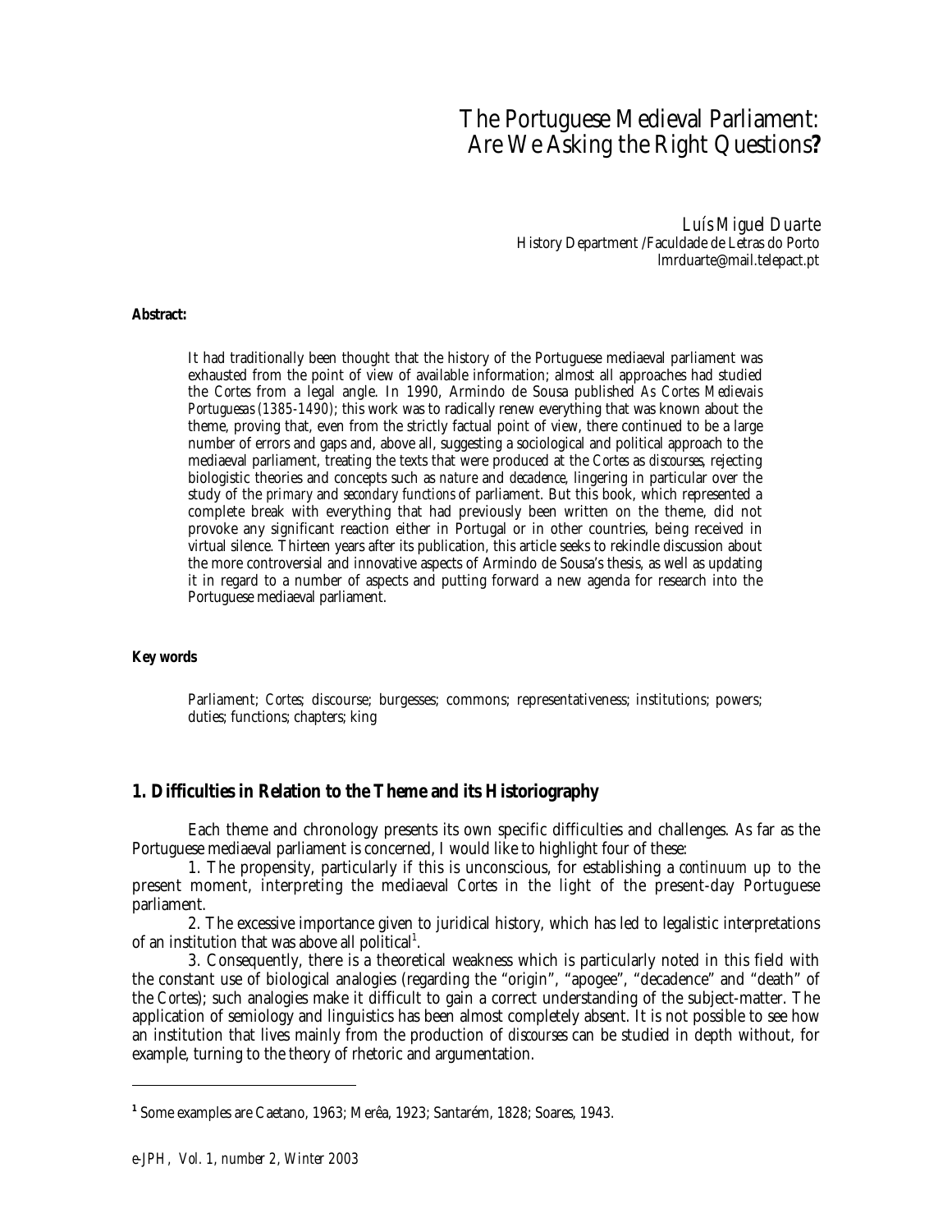# The Portuguese Medieval Parliament: Are We Asking the Right Questions?

*Luís Miguel Duarte*
History Department /Faculdade de Letras do Porto
lmrduarte@mail.telepact.pt

**Abstract:**

It had traditionally been thought that the history of the Portuguese mediaeval parliament was exhausted from the point of view of available information; almost all approaches had studied the *Cortes* from a legal angle. In 1990, Armindo de Sousa published *As Cortes Medievais Portuguesas (1385-1490)*; this work was to radically renew everything that was known about the theme, proving that, even from the strictly factual point of view, there continued to be a large number of errors and gaps and, above all, suggesting a sociological and political approach to the mediaeval parliament, treating the texts that were produced at the *Cortes* as *discourses*, rejecting biologistic theories and concepts such as *nature* and *decadence*, lingering in particular over the study of the *primary* and *secondary functions* of parliament. But this book, which represented a complete break with everything that had previously been written on the theme, did not provoke any significant reaction either in Portugal or in other countries, being received in virtual silence. Thirteen years after its publication, this article seeks to rekindle discussion about the more controversial and innovative aspects of Armindo de Sousa's thesis, as well as updating it in regard to a number of aspects and putting forward a new agenda for research into the Portuguese mediaeval parliament.

**Key words**

Parliament; *Cortes*; discourse; burgesses; commons; representativeness; institutions; powers; duties; functions; chapters; king

## 1. Difficulties in Relation to the Theme and its Historiography

Each theme and chronology presents its own specific difficulties and challenges. As far as the Portuguese mediaeval parliament is concerned, I would like to highlight four of these:

1. The propensity, particularly if this is unconscious, for establishing a *continuum* up to the present moment, interpreting the mediaeval *Cortes* in the light of the present-day Portuguese parliament.

2. The excessive importance given to juridical history, which has led to legalistic interpretations of an institution that was above all political[1].

3. Consequently, there is a theoretical weakness which is particularly noted in this field with the constant use of biological analogies (regarding the "origin", "apogee", "decadence" and "death" of the *Cortes*); such analogies make it difficult to gain a correct understanding of the subject-matter. The application of semiology and linguistics has been almost completely absent. It is not possible to see how an institution that lives mainly from the production of *discourses* can be studied in depth without, for example, turning to the theory of rhetoric and argumentation.

---

[1] Some examples are Caetano, 1963; Merêa, 1923; Santarém, 1828; Soares, 1943.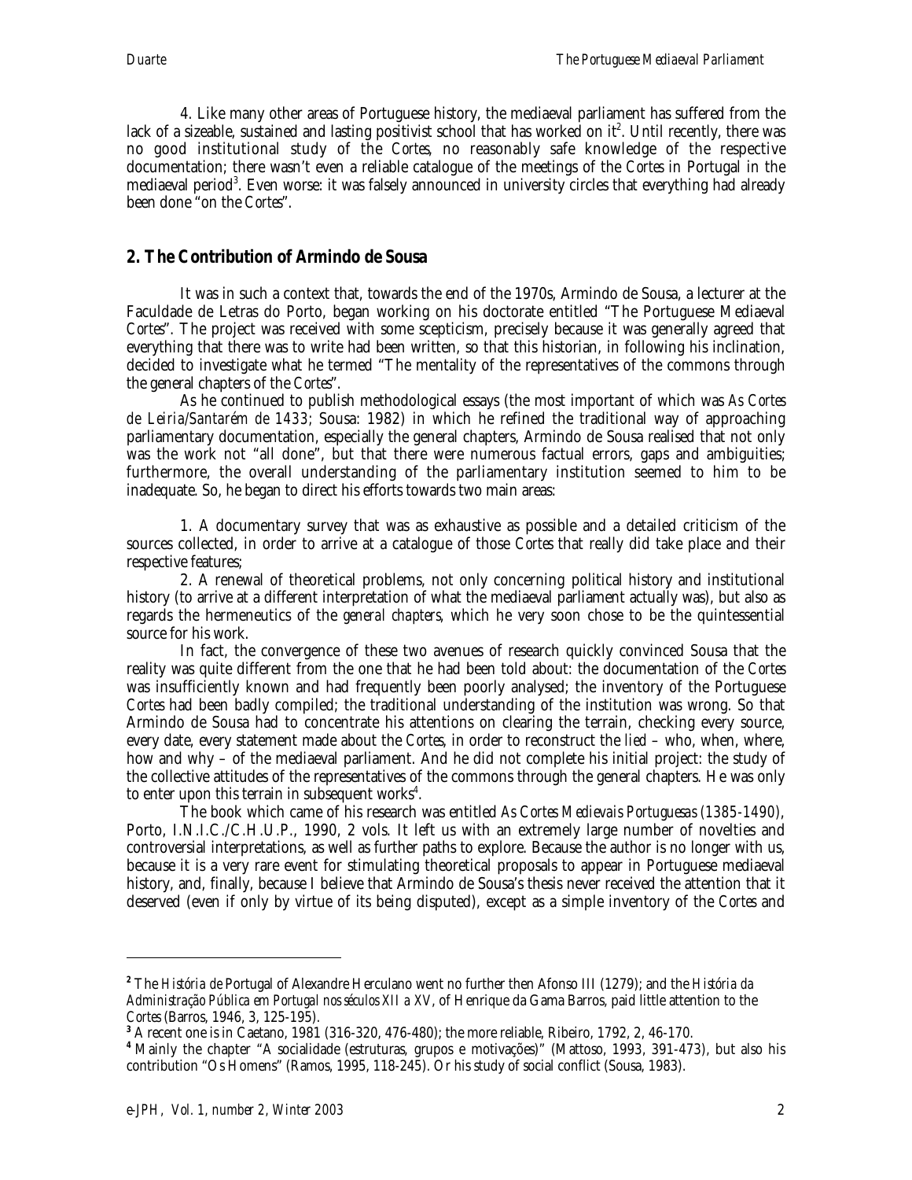4. Like many other areas of Portuguese history, the mediaeval parliament has suffered from the lack of a sizeable, sustained and lasting positivist school that has worked on it[2]. Until recently, there was no good institutional study of the *Cortes*, no reasonably safe knowledge of the respective documentation; there wasn't even a reliable catalogue of the meetings of the *Cortes* in Portugal in the mediaeval period[3]. Even worse: it was falsely announced in university circles that everything had already been done "on the *Cortes*".

## 2. The Contribution of Armindo de Sousa

It was in such a context that, towards the end of the 1970s, Armindo de Sousa, a lecturer at the Faculdade de Letras do Porto, began working on his doctorate entitled "The Portuguese Mediaeval *Cortes*". The project was received with some scepticism, precisely because it was generally agreed that everything that there was to write had been written, so that this historian, in following his inclination, decided to investigate what he termed "The mentality of the representatives of the commons through the general chapters of the *Cortes*".

As he continued to publish methodological essays (the most important of which was *As Cortes de Leiria/Santarém de 1433*; Sousa: 1982) in which he refined the traditional way of approaching parliamentary documentation, especially the general chapters, Armindo de Sousa realised that not only was the work not "all done", but that there were numerous factual errors, gaps and ambiguities; furthermore, the overall understanding of the parliamentary institution seemed to him to be inadequate. So, he began to direct his efforts towards two main areas:

1. A documentary survey that was as exhaustive as possible and a detailed criticism of the sources collected, in order to arrive at a catalogue of those *Cortes* that really did take place and their respective features;

2. A renewal of theoretical problems, not only concerning political history and institutional history (to arrive at a different interpretation of what the mediaeval parliament actually was), but also as regards the hermeneutics of the *general chapters*, which he very soon chose to be the quintessential source for his work.

In fact, the convergence of these two avenues of research quickly convinced Sousa that the reality was quite different from the one that he had been told about: the documentation of the *Cortes* was insufficiently known and had frequently been poorly analysed; the inventory of the Portuguese *Cortes* had been badly compiled; the traditional understanding of the institution was wrong. So that Armindo de Sousa had to concentrate his attentions on clearing the terrain, checking every source, every date, every statement made about the *Cortes*, in order to reconstruct the *lied* – who, when, where, how and why – of the mediaeval parliament. And he did not complete his initial project: the study of the collective attitudes of the representatives of the commons through the general chapters. He was only to enter upon this terrain in subsequent works[4].

The book which came of his research was entitled *As Cortes Medievais Portuguesas (1385-1490)*, Porto, I.N.I.C./C.H.U.P., 1990, 2 vols. It left us with an extremely large number of novelties and controversial interpretations, as well as further paths to explore. Because the author is no longer with us, because it is a very rare event for stimulating theoretical proposals to appear in Portuguese mediaeval history, and, finally, because I believe that Armindo de Sousa's thesis never received the attention that it deserved (even if only by virtue of its being disputed), except as a simple inventory of the *Cortes* and

---

[2] The *História de* Portugal of Alexandre Herculano went no further then Afonso III (1279); and the *História da Administração Pública em Portugal nos séculos XII a XV*, of Henrique da Gama Barros, paid little attention to the *Cortes* (Barros, 1946, 3, 125-195).

[3] A recent one is in Caetano, 1981 (316-320, 476-480); the more reliable, Ribeiro, 1792, 2, 46-170.

[4] Mainly the chapter "A socialidade (estruturas, grupos e motivações)" (Mattoso, 1993, 391-473), but also his contribution "Os Homens" (Ramos, 1995, 118-245). Or his study of social conflict (Sousa, 1983).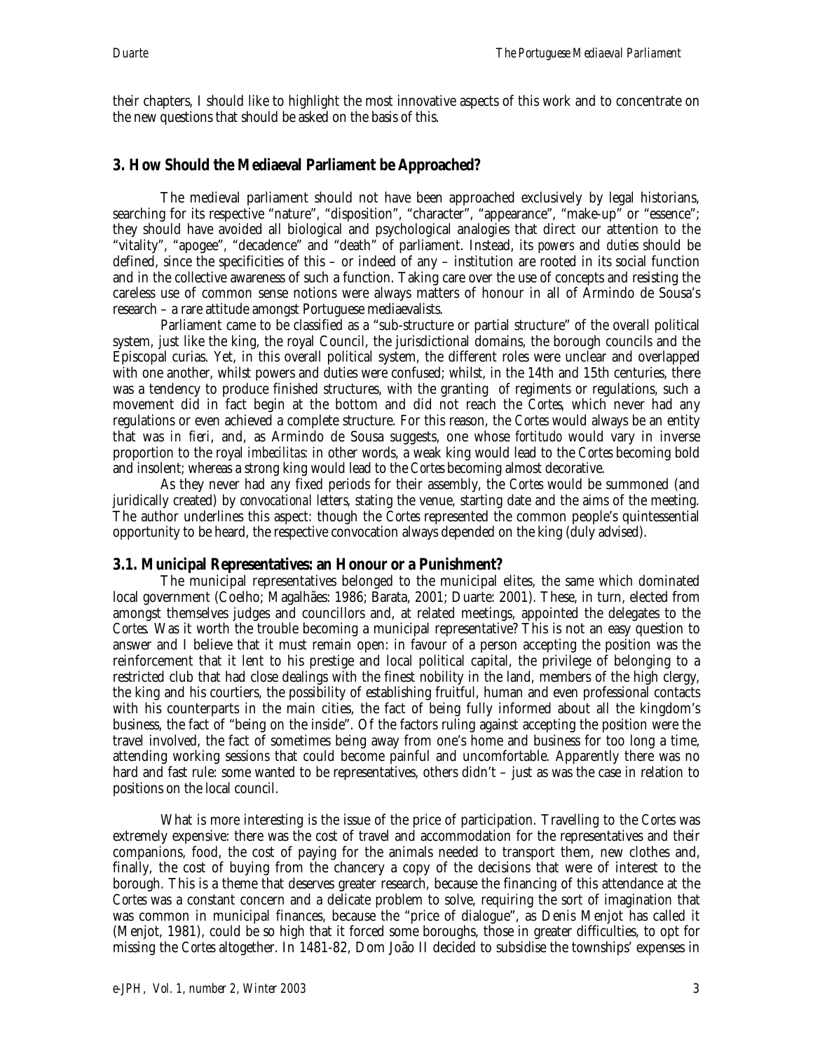their chapters, I should like to highlight the most innovative aspects of this work and to concentrate on the new questions that should be asked on the basis of this.

## 3. How Should the Mediaeval Parliament be Approached?

The medieval parliament should not have been approached exclusively by legal historians, searching for its respective "nature", "disposition", "character", "appearance", "make-up" or "essence"; they should have avoided all biological and psychological analogies that direct our attention to the "vitality", "apogee", "decadence" and "death" of parliament. Instead, its *powers* and *duties* should be defined, since the specificities of this – or indeed of any – institution are rooted in its social function and in the collective awareness of such a function. Taking care over the use of concepts and resisting the careless use of common sense notions were always matters of honour in all of Armindo de Sousa's research – a rare attitude amongst Portuguese mediaevalists.

Parliament came to be classified as a "sub-structure or partial structure" of the overall political system, just like the king, the royal Council, the jurisdictional domains, the borough councils and the Episcopal curias. Yet, in this overall political system, the different roles were unclear and overlapped with one another, whilst powers and duties were confused; whilst, in the 14th and 15th centuries, there was a tendency to produce finished structures, with the granting of regiments or regulations, such a movement did in fact begin at the bottom and did not reach the *Cortes*, which never had any regulations or even achieved a complete structure. For this reason, the *Cortes* would always be an entity that was *in fieri*, and, as Armindo de Sousa suggests, one whose *fortitudo* would vary in inverse proportion to the royal *imbecilitas*: in other words, a weak king would lead to the *Cortes* becoming bold and insolent; whereas a strong king would lead to the *Cortes* becoming almost decorative.

As they never had any fixed periods for their assembly, the *Cortes* would be summoned (and juridically created) by *convocational letters*, stating the venue, starting date and the aims of the meeting. The author underlines this aspect: though the *Cortes* represented the common people's quintessential opportunity to be heard, the respective convocation always depended on the king (duly advised).

### 3.1. Municipal Representatives: an Honour or a Punishment?

The municipal representatives belonged to the municipal elites, the same which dominated local government (Coelho; Magalhães: 1986; Barata, 2001; Duarte: 2001). These, in turn, elected from amongst themselves judges and councillors and, at related meetings, appointed the delegates to the *Cortes*. Was it worth the trouble becoming a municipal representative? This is not an easy question to answer and I believe that it must remain open: in favour of a person accepting the position was the reinforcement that it lent to his prestige and local political capital, the privilege of belonging to a restricted club that had close dealings with the finest nobility in the land, members of the high clergy, the king and his courtiers, the possibility of establishing fruitful, human and even professional contacts with his counterparts in the main cities, the fact of being fully informed about all the kingdom's business, the fact of "being on the inside". Of the factors ruling against accepting the position were the travel involved, the fact of sometimes being away from one's home and business for too long a time, attending working sessions that could become painful and uncomfortable. Apparently there was no hard and fast rule: some wanted to be representatives, others didn't – just as was the case in relation to positions on the local council.

What is more interesting is the issue of the price of participation. Travelling to the *Cortes* was extremely expensive: there was the cost of travel and accommodation for the representatives and their companions, food, the cost of paying for the animals needed to transport them, new clothes and, finally, the cost of buying from the chancery a copy of the decisions that were of interest to the borough. This is a theme that deserves greater research, because the financing of this attendance at the Cortes was a constant concern and a delicate problem to solve, requiring the sort of imagination that was common in municipal finances, because the "price of dialogue", as Denis Menjot has called it (Menjot, 1981), could be so high that it forced some boroughs, those in greater difficulties, to opt for missing the *Cortes* altogether. In 1481-82, Dom João II decided to subsidise the townships' expenses in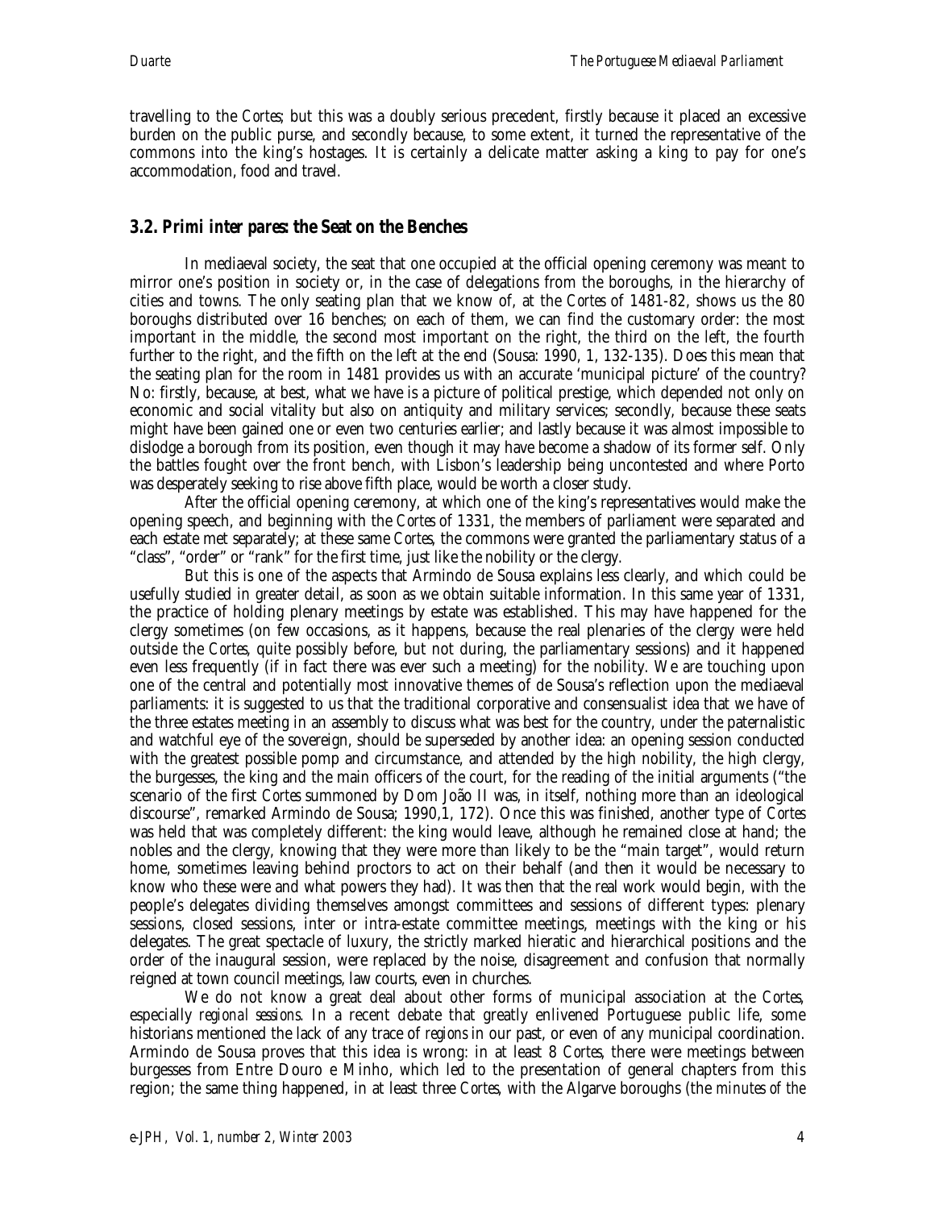travelling to the *Cortes*; but this was a doubly serious precedent, firstly because it placed an excessive burden on the public purse, and secondly because, to some extent, it turned the representative of the commons into the king's hostages. It is certainly a delicate matter asking a king to pay for one's accommodation, food and travel.

### 3.2. *Primi inter pares*: the Seat on the Benches

In mediaeval society, the seat that one occupied at the official opening ceremony was meant to mirror one's position in society or, in the case of delegations from the boroughs, in the hierarchy of cities and towns. The only seating plan that we know of, at the *Cortes* of 1481-82, shows us the 80 boroughs distributed over 16 benches; on each of them, we can find the customary order: the most important in the middle, the second most important on the right, the third on the left, the fourth further to the right, and the fifth on the left at the end (Sousa: 1990, 1, 132-135). Does this mean that the seating plan for the room in 1481 provides us with an accurate 'municipal picture' of the country? No: firstly, because, at best, what we have is a picture of political prestige, which depended not only on economic and social vitality but also on antiquity and military services; secondly, because these seats might have been gained one or even two centuries earlier; and lastly because it was almost impossible to dislodge a borough from its position, even though it may have become a shadow of its former self. Only the battles fought over the front bench, with Lisbon's leadership being uncontested and where Porto was desperately seeking to rise above fifth place, would be worth a closer study.

After the official opening ceremony, at which one of the king's representatives would make the opening speech, and beginning with the *Cortes* of 1331, the members of parliament were separated and each estate met separately; at these same *Cortes*, the commons were granted the parliamentary status of a "class", "order" or "rank" for the first time, just like the nobility or the clergy.

But this is one of the aspects that Armindo de Sousa explains less clearly, and which could be usefully studied in greater detail, as soon as we obtain suitable information. In this same year of 1331, the practice of holding plenary meetings by estate was established. This may have happened for the clergy sometimes (on few occasions, as it happens, because the real plenaries of the clergy were held outside the *Cortes*, quite possibly before, but not during, the parliamentary sessions) and it happened even less frequently (if in fact there was ever such a meeting) for the nobility. We are touching upon one of the central and potentially most innovative themes of de Sousa's reflection upon the mediaeval parliaments: it is suggested to us that the traditional corporative and consensualist idea that we have of the three estates meeting in an assembly to discuss what was best for the country, under the paternalistic and watchful eye of the sovereign, should be superseded by another idea: an opening session conducted with the greatest possible pomp and circumstance, and attended by the high nobility, the high clergy, the burgesses, the king and the main officers of the court, for the reading of the initial arguments ("the scenario of the first *Cortes* summoned by Dom João II was, in itself, nothing more than an ideological discourse", remarked Armindo de Sousa; 1990,1, 172). Once this was finished, another type of *Cortes* was held that was completely different: the king would leave, although he remained close at hand; the nobles and the clergy, knowing that they were more than likely to be the "main target", would return home, sometimes leaving behind proctors to act on their behalf (and then it would be necessary to know who these were and what powers they had). It was then that the real work would begin, with the people's delegates dividing themselves amongst committees and sessions of different types: plenary sessions, closed sessions, inter or intra-estate committee meetings, meetings with the king or his delegates. The great spectacle of luxury, the strictly marked hieratic and hierarchical positions and the order of the inaugural session, were replaced by the noise, disagreement and confusion that normally reigned at town council meetings, law courts, even in churches.

We do not know a great deal about other forms of municipal association at the *Cortes*, especially *regional sessions*. In a recent debate that greatly enlivened Portuguese public life, some historians mentioned the lack of any trace of *regions* in our past, or even of any municipal coordination. Armindo de Sousa proves that this idea is wrong: in at least 8 *Cortes*, there were meetings between burgesses from Entre Douro e Minho, which led to the presentation of general chapters from this region; the same thing happened, in at least three *Cortes*, with the Algarve boroughs (the *minutes of the*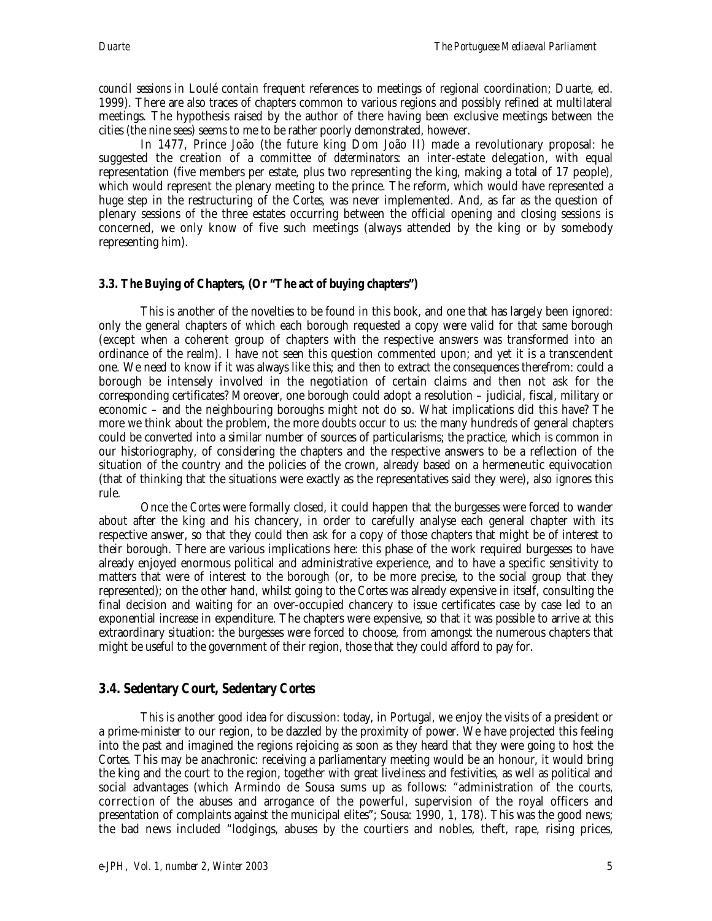*council sessions* in Loulé contain frequent references to meetings of regional coordination; Duarte, ed. 1999). There are also traces of chapters common to various regions and possibly refined at multilateral meetings. The hypothesis raised by the author of there having been exclusive meetings between the cities (the nine sees) seems to me to be rather poorly demonstrated, however.

In 1477, Prince João (the future king Dom João II) made a revolutionary proposal: he suggested the creation of a *committee of determinators*: an inter-estate delegation, with equal representation (five members per estate, plus two representing the king, making a total of 17 people), which would represent the plenary meeting to the prince. The reform, which would have represented a huge step in the restructuring of the *Cortes*, was never implemented. And, as far as the question of plenary sessions of the three estates occurring between the official opening and closing sessions is concerned, we only know of five such meetings (always attended by the king or by somebody representing him).

### 3.3. The Buying of Chapters, (Or "The act of buying chapters")

This is another of the novelties to be found in this book, and one that has largely been ignored: only the general chapters of which each borough requested a copy were valid for that same borough (except when a coherent group of chapters with the respective answers was transformed into an ordinance of the realm). I have not seen this question commented upon; and yet it is a transcendent one. We need to know if it was always like this; and then to extract the consequences therefrom: could a borough be intensely involved in the negotiation of certain claims and then not ask for the corresponding certificates? Moreover, one borough could adopt a resolution – judicial, fiscal, military or economic – and the neighbouring boroughs might not do so. What implications did this have? The more we think about the problem, the more doubts occur to us: the many hundreds of general chapters could be converted into a similar number of sources of particularisms; the practice, which is common in our historiography, of considering the chapters and the respective answers to be a reflection of the situation of the country and the policies of the crown, already based on a hermeneutic equivocation (that of thinking that the situations were exactly as the representatives said they were), also ignores this rule.

Once the *Cortes* were formally closed, it could happen that the burgesses were forced to wander about after the king and his chancery, in order to carefully analyse each general chapter with its respective answer, so that they could then ask for a copy of those chapters that might be of interest to their borough. There are various implications here: this phase of the work required burgesses to have already enjoyed enormous political and administrative experience, and to have a specific sensitivity to matters that were of interest to the borough (or, to be more precise, to the social group that they represented); on the other hand, whilst going to the *Cortes* was already expensive in itself, consulting the final decision and waiting for an over-occupied chancery to issue certificates case by case led to an exponential increase in expenditure. The chapters were expensive, so that it was possible to arrive at this extraordinary situation: the burgesses were forced to choose, from amongst the numerous chapters that might be useful to the government of their region, those that they could afford to pay for.

## 3.4. Sedentary Court, Sedentary Cortes

This is another good idea for discussion: today, in Portugal, we enjoy the visits of a president or a prime-minister to our region, to be dazzled by the proximity of power. We have projected this feeling into the past and imagined the regions rejoicing as soon as they heard that they were going to host the *Cortes*. This may be anachronic: receiving a parliamentary meeting would be an honour, it would bring the king and the court to the region, together with great liveliness and festivities, as well as political and social advantages (which Armindo de Sousa sums up as follows: "administration of the courts, correction of the abuses and arrogance of the powerful, supervision of the royal officers and presentation of complaints against the municipal elites"; Sousa: 1990, 1, 178). This was the good news; the bad news included "lodgings, abuses by the courtiers and nobles, theft, rape, rising prices,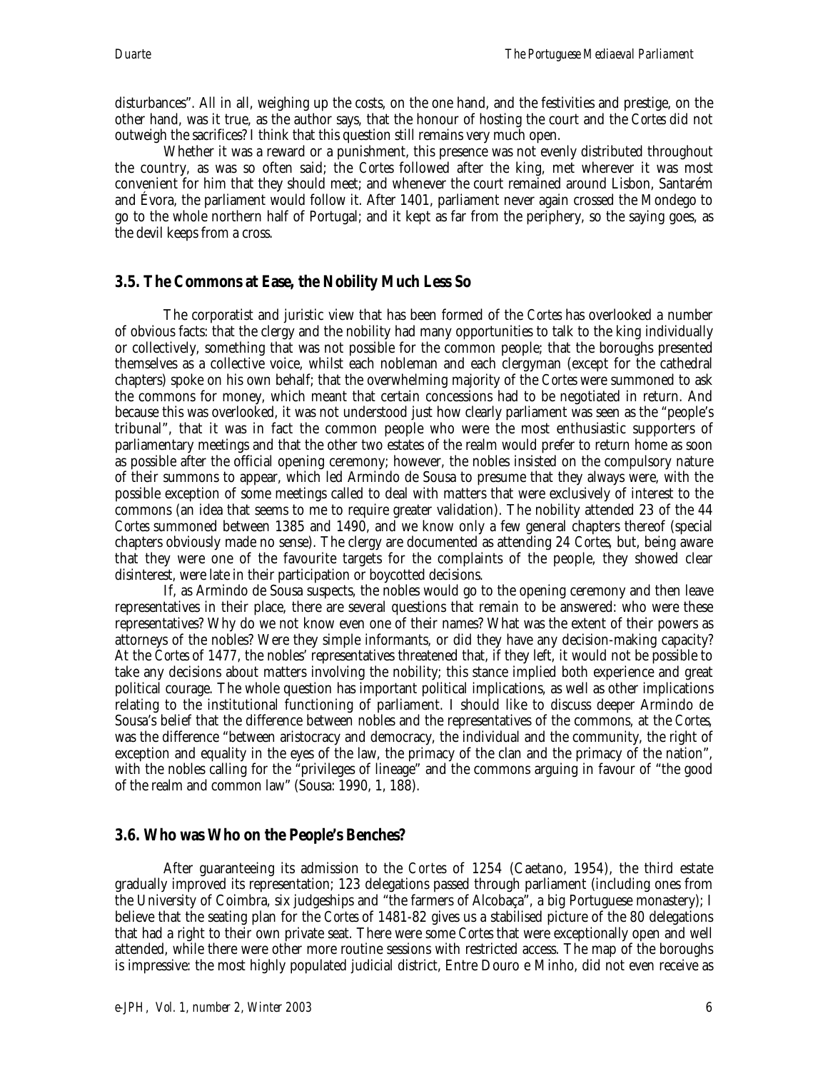disturbances". All in all, weighing up the costs, on the one hand, and the festivities and prestige, on the other hand, was it true, as the author says, that the honour of hosting the court and the *Cortes* did not outweigh the sacrifices? I think that this question still remains very much open.

Whether it was a reward or a punishment, this presence was not evenly distributed throughout the country, as was so often said; the *Cortes* followed after the king, met wherever it was most convenient for him that they should meet; and whenever the court remained around Lisbon, Santarém and Évora, the parliament would follow it. After 1401, parliament never again crossed the Mondego to go to the whole northern half of Portugal; and it kept as far from the periphery, so the saying goes, as the devil keeps from a cross.

### 3.5. The Commons at Ease, the Nobility Much Less So

The corporatist and juristic view that has been formed of the *Cortes* has overlooked a number of obvious facts: that the clergy and the nobility had many opportunities to talk to the king individually or collectively, something that was not possible for the common people; that the boroughs presented themselves as a collective voice, whilst each nobleman and each clergyman (except for the cathedral chapters) spoke on his own behalf; that the overwhelming majority of the *Cortes* were summoned to ask the commons for money, which meant that certain concessions had to be negotiated in return. And because this was overlooked, it was not understood just how clearly parliament was seen as the "people's tribunal", that it was in fact the common people who were the most enthusiastic supporters of parliamentary meetings and that the other two estates of the realm would prefer to return home as soon as possible after the official opening ceremony; however, the nobles insisted on the compulsory nature of their summons to appear, which led Armindo de Sousa to presume that they always were, with the possible exception of some meetings called to deal with matters that were exclusively of interest to the commons (an idea that seems to me to require greater validation). The nobility attended 23 of the 44 *Cortes* summoned between 1385 and 1490, and we know only a few general chapters thereof (special chapters obviously made no sense). The clergy are documented as attending 24 *Cortes*, but, being aware that they were one of the favourite targets for the complaints of the people, they showed clear disinterest, were late in their participation or boycotted decisions.

If, as Armindo de Sousa suspects, the nobles would go to the opening ceremony and then leave representatives in their place, there are several questions that remain to be answered: who were these representatives? Why do we not know even one of their names? What was the extent of their powers as attorneys of the nobles? Were they simple informants, or did they have any decision-making capacity? At the *Cortes* of 1477, the nobles' representatives threatened that, if they left, it would not be possible to take any decisions about matters involving the nobility; this stance implied both experience and great political courage. The whole question has important political implications, as well as other implications relating to the institutional functioning of parliament. I should like to discuss deeper Armindo de Sousa's belief that the difference between nobles and the representatives of the commons, at the *Cortes*, was the difference "between aristocracy and democracy, the individual and the community, the right of exception and equality in the eyes of the law, the primacy of the clan and the primacy of the nation", with the nobles calling for the "privileges of lineage" and the commons arguing in favour of "the good of the realm and common law" (Sousa: 1990, 1, 188).

### 3.6. Who was Who on the People's Benches?

After guaranteeing its admission to the *Cortes* of 1254 (Caetano, 1954), the third estate gradually improved its representation; 123 delegations passed through parliament (including ones from the University of Coimbra, six judgeships and "the farmers of Alcobaça", a big Portuguese monastery); I believe that the seating plan for the *Cortes* of 1481-82 gives us a stabilised picture of the 80 delegations that had a right to their own private seat. There were some *Cortes* that were exceptionally open and well attended, while there were other more routine sessions with restricted access. The map of the boroughs is impressive: the most highly populated judicial district, Entre Douro e Minho, did not even receive as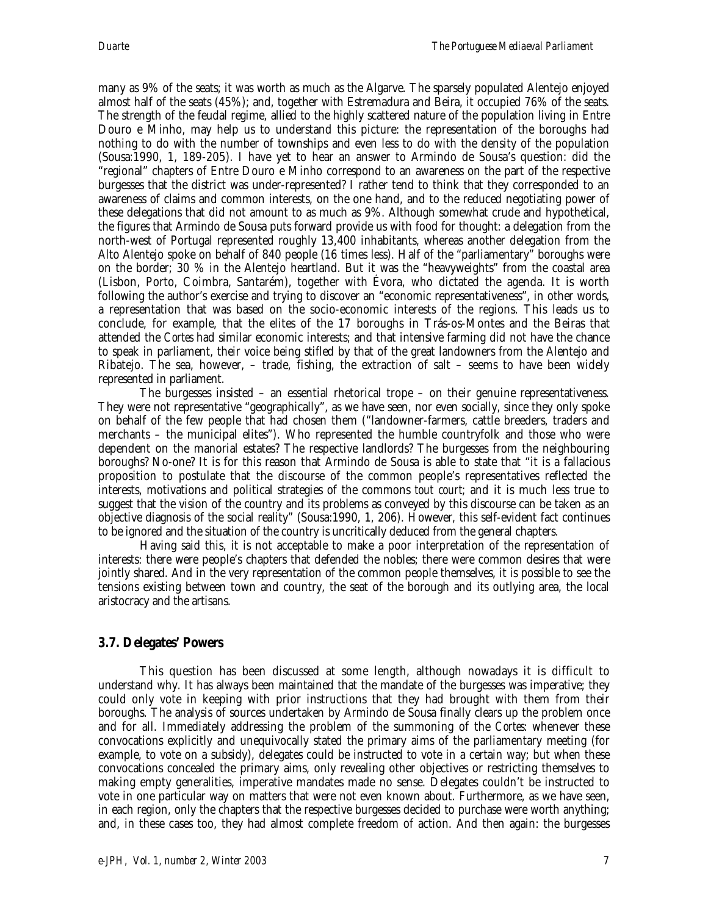many as 9% of the seats; it was worth as much as the Algarve. The sparsely populated Alentejo enjoyed almost half of the seats (45%); and, together with Estremadura and Beira, it occupied 76% of the seats. The strength of the feudal regime, allied to the highly scattered nature of the population living in Entre Douro e Minho, may help us to understand this picture: the representation of the boroughs had nothing to do with the number of townships and even less to do with the density of the population (Sousa:1990, 1, 189-205). I have yet to hear an answer to Armindo de Sousa's question: did the "regional" chapters of Entre Douro e Minho correspond to an awareness on the part of the respective burgesses that the district was under-represented? I rather tend to think that they corresponded to an awareness of claims and common interests, on the one hand, and to the reduced negotiating power of these delegations that did not amount to as much as 9%. Although somewhat crude and hypothetical, the figures that Armindo de Sousa puts forward provide us with food for thought: a delegation from the north-west of Portugal represented roughly 13,400 inhabitants, whereas another delegation from the Alto Alentejo spoke on behalf of 840 people (16 times less). Half of the "parliamentary" boroughs were on the border; 30 % in the Alentejo heartland. But it was the "heavyweights" from the coastal area (Lisbon, Porto, Coimbra, Santarém), together with Évora, who dictated the agenda. It is worth following the author's exercise and trying to discover an "economic representativeness", in other words, a representation that was based on the socio-economic interests of the regions. This leads us to conclude, for example, that the elites of the 17 boroughs in Trás-os-Montes and the Beiras that attended the *Cortes* had similar economic interests; and that intensive farming did not have the chance to speak in parliament, their voice being stifled by that of the great landowners from the Alentejo and Ribatejo. The sea, however, – trade, fishing, the extraction of salt – seems to have been widely represented in parliament.

The burgesses insisted – an essential rhetorical trope – on their genuine representativeness. They were not representative "geographically", as we have seen, nor even socially, since they only spoke on behalf of the few people that had chosen them ("landowner-farmers, cattle breeders, traders and merchants – the municipal elites"). Who represented the humble countryfolk and those who were dependent on the manorial estates? The respective landlords? The burgesses from the neighbouring boroughs? No-one? It is for this reason that Armindo de Sousa is able to state that "it is a fallacious proposition to postulate that the discourse of the common people's representatives reflected the interests, motivations and political strategies of the commons *tout court*; and it is much less true to suggest that the vision of the country and its problems as conveyed by this discourse can be taken as an objective diagnosis of the social reality" (Sousa:1990, 1, 206). However, this self-evident fact continues to be ignored and the situation of the country is uncritically deduced from the general chapters.

Having said this, it is not acceptable to make a poor interpretation of the representation of interests: there were people's chapters that defended the nobles; there were common desires that were jointly shared. And in the very representation of the common people themselves, it is possible to see the tensions existing between town and country, the seat of the borough and its outlying area, the local aristocracy and the artisans.

### 3.7. Delegates' Powers

This question has been discussed at some length, although nowadays it is difficult to understand why. It has always been maintained that the mandate of the burgesses was imperative; they could only vote in keeping with prior instructions that they had brought with them from their boroughs. The analysis of sources undertaken by Armindo de Sousa finally clears up the problem once and for all. Immediately addressing the problem of the summoning of the *Cortes*: whenever these convocations explicitly and unequivocally stated the primary aims of the parliamentary meeting (for example, to vote on a subsidy), delegates could be instructed to vote in a certain way; but when these convocations concealed the primary aims, only revealing other objectives or restricting themselves to making empty generalities, imperative mandates made no sense. Delegates couldn't be instructed to vote in one particular way on matters that were not even known about. Furthermore, as we have seen, in each region, only the chapters that the respective burgesses decided to purchase were worth anything; and, in these cases too, they had almost complete freedom of action. And then again: the burgesses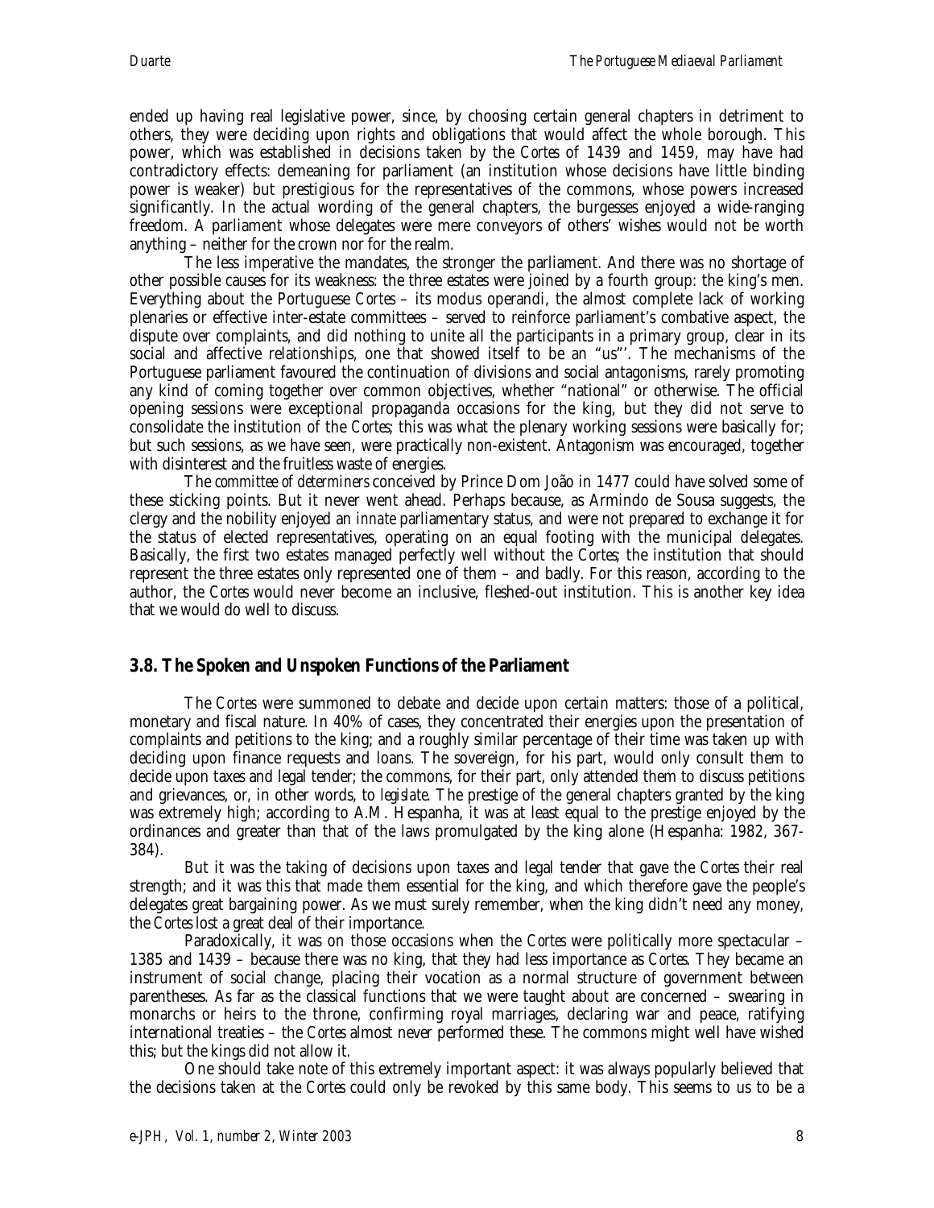ended up having real legislative power, since, by choosing certain general chapters in detriment to others, they were deciding upon rights and obligations that would affect the whole borough. This power, which was established in decisions taken by the *Cortes* of 1439 and 1459, may have had contradictory effects: demeaning for parliament (an institution whose decisions have little binding power is weaker) but prestigious for the representatives of the commons, whose powers increased significantly. In the actual wording of the general chapters, the burgesses enjoyed a wide-ranging freedom. A parliament whose delegates were mere conveyors of others' wishes would not be worth anything – neither for the crown nor for the realm.

The less imperative the mandates, the stronger the parliament. And there was no shortage of other possible causes for its weakness: the three estates were joined by a fourth group: the king's men. Everything about the Portuguese *Cortes* – its modus operandi, the almost complete lack of working plenaries or effective inter-estate committees – served to reinforce parliament's combative aspect, the dispute over complaints, and did nothing to unite all the participants in a primary group, clear in its social and affective relationships, one that showed itself to be an "us"'. The mechanisms of the Portuguese parliament favoured the continuation of divisions and social antagonisms, rarely promoting any kind of coming together over common objectives, whether "national" or otherwise. The official opening sessions were exceptional propaganda occasions for the king, but they did not serve to consolidate the institution of the *Cortes*; this was what the plenary working sessions were basically for; but such sessions, as we have seen, were practically non-existent. Antagonism was encouraged, together with disinterest and the fruitless waste of energies.

The *committee of determiners* conceived by Prince Dom João in 1477 could have solved some of these sticking points. But it never went ahead. Perhaps because, as Armindo de Sousa suggests, the clergy and the nobility enjoyed an *innate* parliamentary status, and were not prepared to exchange it for the status of elected representatives, operating on an equal footing with the municipal delegates. Basically, the first two estates managed perfectly well without the *Cortes*; the institution that should represent the three estates only represented one of them – and badly. For this reason, according to the author, the *Cortes* would never become an inclusive, fleshed-out institution. This is another key idea that we would do well to discuss.

## 3.8. The Spoken and Unspoken Functions of the Parliament

The *Cortes* were summoned to debate and decide upon certain matters: those of a political, monetary and fiscal nature. In 40% of cases, they concentrated their energies upon the presentation of complaints and petitions to the king; and a roughly similar percentage of their time was taken up with deciding upon finance requests and loans. The sovereign, for his part, would only consult them to decide upon taxes and legal tender; the commons, for their part, only attended them to discuss petitions and grievances, or, in other words, to *legislate*. The prestige of the general chapters granted by the king was extremely high; according to A.M. Hespanha, it was at least equal to the prestige enjoyed by the ordinances and greater than that of the laws promulgated by the king alone (Hespanha: 1982, 367-384).

But it was the taking of decisions upon taxes and legal tender that gave the *Cortes* their real strength; and it was this that made them essential for the king, and which therefore gave the people's delegates great bargaining power. As we must surely remember, when the king didn't need any money, the *Cortes* lost a great deal of their importance.

Paradoxically, it was on those occasions when the *Cortes* were politically more spectacular – 1385 and 1439 – because there was no king, that they had less importance as *Cortes*. They became an instrument of social change, placing their vocation as a normal structure of government between parentheses. As far as the classical functions that we were taught about are concerned – swearing in monarchs or heirs to the throne, confirming royal marriages, declaring war and peace, ratifying international treaties – the *Cortes* almost never performed these. The commons might well have wished this; but the kings did not allow it.

One should take note of this extremely important aspect: it was always popularly believed that the decisions taken at the *Cortes* could only be revoked by this same body. This seems to us to be a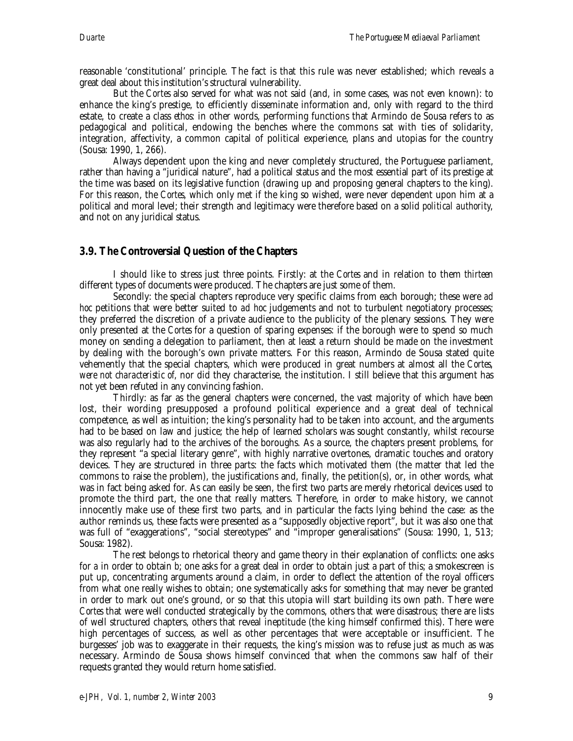reasonable 'constitutional' principle. The fact is that this rule was never established; which reveals a great deal about this institution's structural vulnerability.

But the *Cortes* also served for what was not said (and, in some cases, was not even known): to enhance the king's prestige, to efficiently disseminate information and, only with regard to the third estate, to create a class *ethos*: in other words, performing functions that Armindo de Sousa refers to as pedagogical and political, endowing the benches where the commons sat with ties of solidarity, integration, affectivity, a common capital of political experience, plans and utopias for the country (Sousa: 1990, 1, 266).

Always dependent upon the king and never completely structured, the Portuguese parliament, rather than having a "juridical nature", had a political status and the most essential part of its prestige at the time was based on its legislative function (drawing up and proposing general chapters to the king). For this reason, the *Cortes*, which only met if the king so wished, were never dependent upon him at a political and moral level; their strength and legitimacy were therefore based on a solid *political authority*, and not on any juridical status.

### 3.9. The Controversial Question of the Chapters

I should like to stress just three points. Firstly: at the *Cortes* and in relation to them *thirteen* different types of documents were produced. The chapters are just some of them.

Secondly: the special chapters reproduce very specific claims from each borough; these were *ad hoc* petitions that were better suited to *ad hoc* judgements and not to turbulent negotiatory processes; they preferred the discretion of a private audience to the publicity of the plenary sessions. They were only presented at the *Cortes* for a question of sparing expenses: if the borough were to spend so much money on sending a delegation to parliament, then at least a return should be made on the investment by dealing with the borough's own private matters. For this reason, Armindo de Sousa stated quite vehemently that the special chapters, which were produced in great numbers at almost all the *Cortes*, *were not characteristic of*, nor did they characterise, the institution. I still believe that this argument has not yet been refuted in any convincing fashion.

Thirdly: as far as the general chapters were concerned, the vast majority of which have been lost, their wording presupposed a profound political experience and a great deal of technical competence, as well as intuition; the king's personality had to be taken into account, and the arguments had to be based on law and justice; the help of learned scholars was sought constantly, whilst recourse was also regularly had to the archives of the boroughs. As a source, the chapters present problems, for they represent "a special literary genre", with highly narrative overtones, dramatic touches and oratory devices. They are structured in three parts: the facts which motivated them (the matter that led the commons to raise the problem), the justifications and, finally, the petition(s), or, in other words, what was in fact being asked for. As can easily be seen, the first two parts are merely rhetorical devices used to promote the third part, the one that really matters. Therefore, in order to make history, we cannot innocently make use of these first two parts, and in particular the facts lying behind the case: as the author reminds us, these facts were presented as a "supposedly objective report", but it was also one that was full of "exaggerations", "social stereotypes" and "improper generalisations" (Sousa: 1990, 1, 513; Sousa: 1982).

The rest belongs to rhetorical theory and game theory in their explanation of conflicts: one asks for *a* in order to obtain *b*; one asks for a great deal in order to obtain just a part of this; a smokescreen is put up, concentrating arguments around a claim, in order to deflect the attention of the royal officers from what one really wishes to obtain; one systematically asks for something that may never be granted in order to mark out one's ground, or so that this utopia will start building its own path. There were *Cortes* that were well conducted strategically by the commons, others that were disastrous; there are lists of well structured chapters, others that reveal ineptitude (the king himself confirmed this). There were high percentages of success, as well as other percentages that were acceptable or insufficient. The burgesses' job was to exaggerate in their requests, the king's mission was to refuse just as much as was necessary. Armindo de Sousa shows himself convinced that when the commons saw half of their requests granted they would return home satisfied.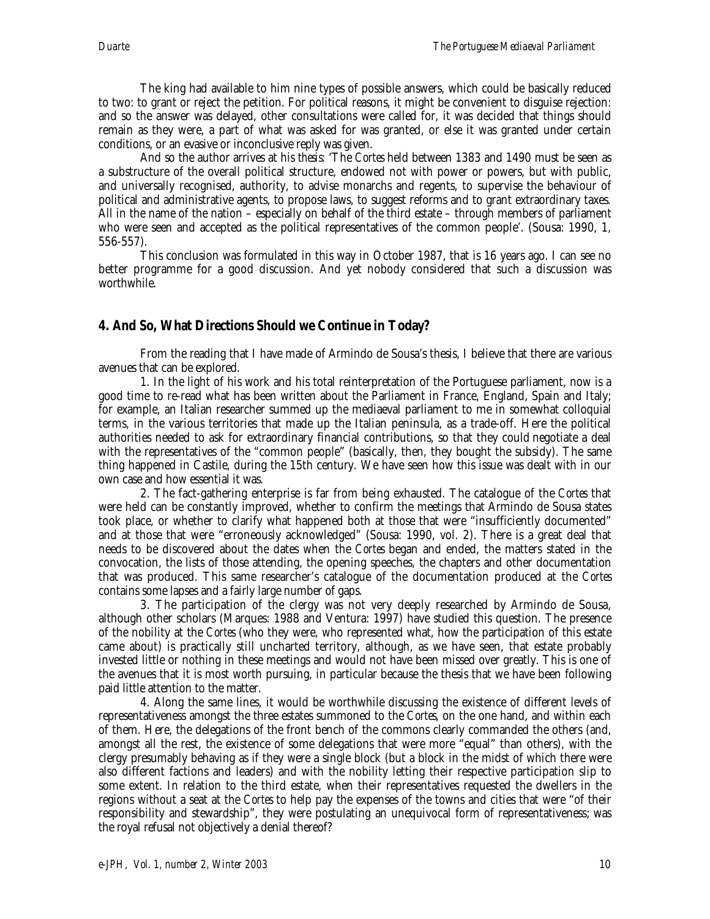The king had available to him nine types of possible answers, which could be basically reduced to two: to grant or reject the petition. For political reasons, it might be convenient to disguise rejection: and so the answer was delayed, other consultations were called for, it was decided that things should remain as they were, a part of what was asked for was granted, or else it was granted under certain conditions, or an evasive or inconclusive reply was given.

And so the author arrives at his *thesis*: 'The *Cortes* held between 1383 and 1490 must be seen as a substructure of the overall political structure, endowed not with power or powers, but with public, and universally recognised, authority, to advise monarchs and regents, to supervise the behaviour of political and administrative agents, to propose laws, to suggest reforms and to grant extraordinary taxes. All in the name of the nation – especially on behalf of the third estate – through members of parliament who were seen and accepted as the political representatives of the common people'. (Sousa: 1990, 1, 556-557).

This conclusion was formulated in this way in October 1987, that is 16 years ago. I can see no better programme for a good discussion. And yet nobody considered that such a discussion was worthwhile.

## 4. And So, What Directions Should we Continue in Today?

From the reading that I have made of Armindo de Sousa's thesis, I believe that there are various avenues that can be explored.

1. In the light of his work and his total reinterpretation of the Portuguese parliament, now is a good time to re-read what has been written about the Parliament in France, England, Spain and Italy; for example, an Italian researcher summed up the mediaeval parliament to me in somewhat colloquial terms, in the various territories that made up the Italian peninsula, as a trade-off. Here the political authorities needed to ask for extraordinary financial contributions, so that they could negotiate a deal with the representatives of the "common people" (basically, then, they bought the subsidy). The same thing happened in Castile, during the 15th century. We have seen how this issue was dealt with in our own case and how essential it was.

2. The fact-gathering enterprise is far from being exhausted. The catalogue of the *Cortes* that were held can be constantly improved, whether to confirm the meetings that Armindo de Sousa states took place, or whether to clarify what happened both at those that were "insufficiently documented" and at those that were "erroneously acknowledged" (Sousa: 1990, vol. 2). There is a great deal that needs to be discovered about the dates when the *Cortes* began and ended, the matters stated in the convocation, the lists of those attending, the opening speeches, the chapters and other documentation that was produced. This same researcher's catalogue of the documentation produced at the *Cortes* contains some lapses and a fairly large number of gaps.

3. The participation of the clergy was not very deeply researched by Armindo de Sousa, although other scholars (Marques: 1988 and Ventura: 1997) have studied this question. The presence of the nobility at the *Cortes* (who they were, who represented what, how the participation of this estate came about) is practically still uncharted territory, although, as we have seen, that estate probably invested little or nothing in these meetings and would not have been missed over greatly. This is one of the avenues that it is most worth pursuing, in particular because the thesis that we have been following paid little attention to the matter.

4. Along the same lines, it would be worthwhile discussing the existence of different levels of representativeness amongst the three estates summoned to the *Cortes*, on the one hand, and within each of them. Here, the delegations of the front bench of the commons clearly commanded the others (and, amongst all the rest, the existence of some delegations that were more "equal" than others), with the clergy presumably behaving as if they were a single block (but a block in the midst of which there were also different factions and leaders) and with the nobility letting their respective participation slip to some extent. In relation to the third estate, when their representatives requested the dwellers in the regions without a seat at the *Cortes* to help pay the expenses of the towns and cities that were "of their responsibility and stewardship", they were postulating an unequivocal form of representativeness; was the royal refusal not objectively a denial thereof?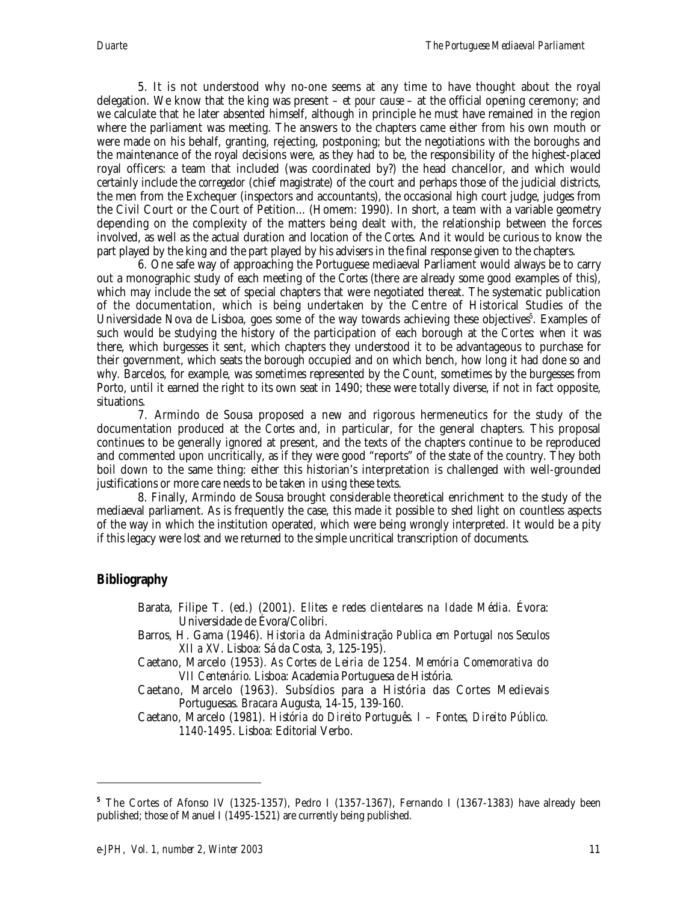5. It is not understood why no-one seems at any time to have thought about the royal delegation. We know that the king was present – *et pour cause* – at the official opening ceremony; and we calculate that he later absented himself, although in principle he must have remained in the region where the parliament was meeting. The answers to the chapters came either from his own mouth or were made on his behalf, granting, rejecting, postponing; but the negotiations with the boroughs and the maintenance of the royal decisions were, as they had to be, the responsibility of the highest-placed royal officers: a team that included (was coordinated by?) the head chancellor, and which would certainly include the *corregedor* (chief magistrate) of the court and perhaps those of the judicial districts, the men from the Exchequer (inspectors and accountants), the occasional high court judge, judges from the Civil Court or the Court of Petition... (Homem: 1990). In short, a team with a variable geometry depending on the complexity of the matters being dealt with, the relationship between the forces involved, as well as the actual duration and location of the *Cortes*. And it would be curious to know the part played by the king and the part played by his advisers in the final response given to the chapters.

6. One safe way of approaching the Portuguese mediaeval Parliament would always be to carry out a monographic study of each meeting of the *Cortes* (there are already some good examples of this), which may include the set of special chapters that were negotiated thereat. The systematic publication of the documentation, which is being undertaken by the Centre of Historical Studies of the Universidade Nova de Lisboa, goes some of the way towards achieving these objectives[5]. Examples of such would be studying the history of the participation of each borough at the *Cortes*: when it was there, which burgesses it sent, which chapters they understood it to be advantageous to purchase for their government, which seats the borough occupied and on which bench, how long it had done so and why. Barcelos, for example, was sometimes represented by the Count, sometimes by the burgesses from Porto, until it earned the right to its own seat in 1490; these were totally diverse, if not in fact opposite, situations.

7. Armindo de Sousa proposed a new and rigorous hermeneutics for the study of the documentation produced at the *Cortes* and, in particular, for the general chapters. This proposal continues to be generally ignored at present, and the texts of the chapters continue to be reproduced and commented upon uncritically, as if they were good "reports" of the state of the country. They both boil down to the same thing: either this historian's interpretation is challenged with well-grounded justifications or more care needs to be taken in using these texts.

8. Finally, Armindo de Sousa brought considerable theoretical enrichment to the study of the mediaeval parliament. As is frequently the case, this made it possible to shed light on countless aspects of the way in which the institution operated, which were being wrongly interpreted. It would be a pity if this legacy were lost and we returned to the simple uncritical transcription of documents.

## Bibliography

Barata, Filipe T. (ed.) (2001). *Elites e redes clientelares na Idade Média*. Évora: Universidade de Évora/Colibri.

Barros, H. Gama (1946). *Historia da Administração Publica em Portugal nos Seculos XII a XV*. Lisboa: Sá da Costa, 3, 125-195).

Caetano, Marcelo (1953). *As Cortes de Leiria de 1254. Memória Comemorativa do VII Centenário*. Lisboa: Academia Portuguesa de História.

Caetano, Marcelo (1963). Subsídios para a História das Cortes Medievais Portuguesas. *Bracara* Augusta, 14-15, 139-160.

Caetano, Marcelo (1981). *História do Direito Português. I – Fontes, Direito Público. 1140-1495*. Lisboa: Editorial Verbo.

---

[5] The Cortes of Afonso IV (1325-1357), Pedro I (1357-1367), Fernando I (1367-1383) have already been published; those of Manuel I (1495-1521) are currently being published.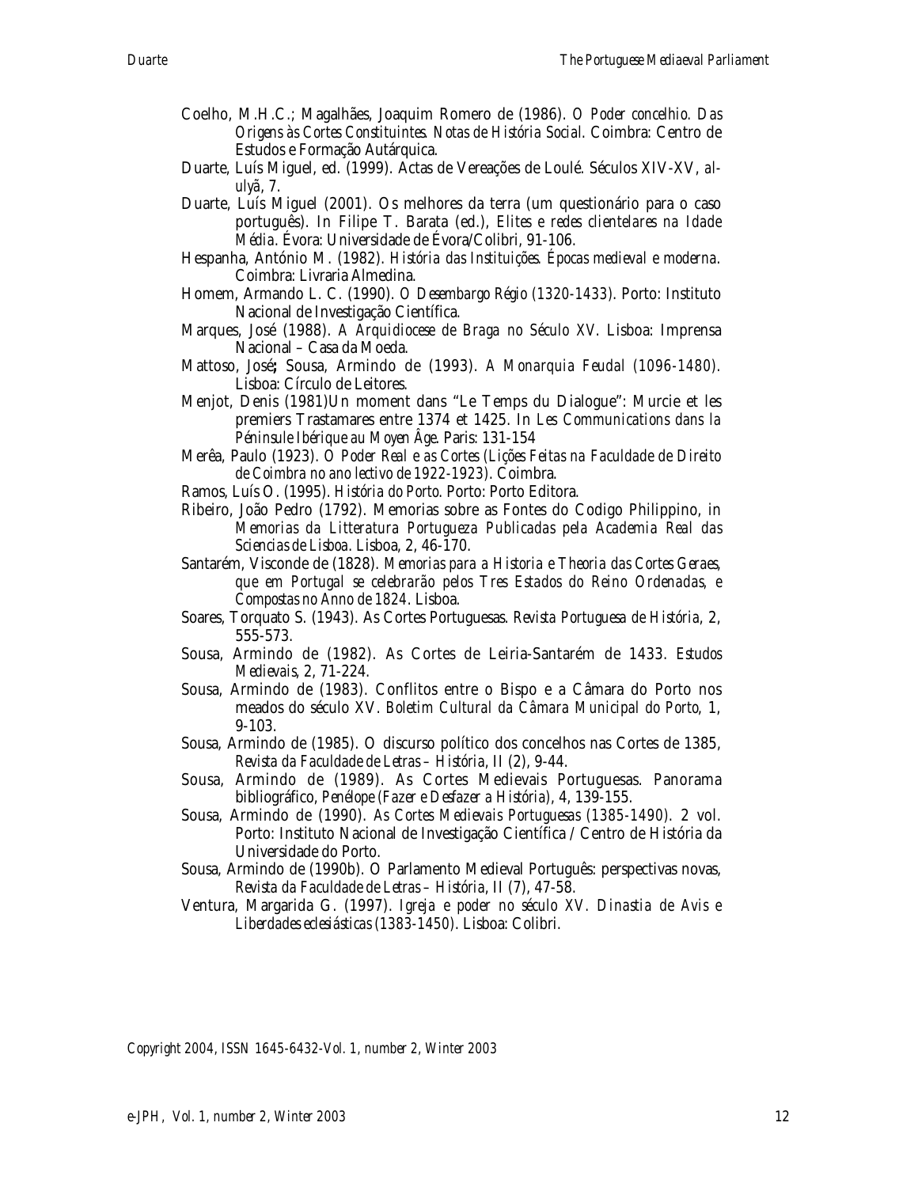Coelho, M.H.C.; Magalhães, Joaquim Romero de (1986). *O Poder concelhio. Das Origens às Cortes Constituintes. Notas de História Social*. Coimbra: Centro de Estudos e Formação Autárquica.

Duarte, Luís Miguel, ed. (1999). Actas de Vereações de Loulé. Séculos XIV-XV, *al-ulyã*, 7.

Duarte, Luís Miguel (2001). Os melhores da terra (um questionário para o caso português). In Filipe T. Barata (ed.), *Elites e redes clientelares na Idade Média*. Évora: Universidade de Évora/Colibri, 91-106.

Hespanha, António M. (1982). *História das Instituições. Épocas medieval e moderna*. Coimbra: Livraria Almedina.

Homem, Armando L. C. (1990). *O Desembargo Régio (1320-1433)*. Porto: Instituto Nacional de Investigação Científica.

Marques, José (1988). *A Arquidiocese de Braga no Século XV*. Lisboa: Imprensa Nacional – Casa da Moeda.

Mattoso, José**;** Sousa, Armindo de (1993). *A Monarquia Feudal (1096-1480)*. Lisboa: Círculo de Leitores.

Menjot, Denis (1981)Un moment dans "Le Temps du Dialogue": Murcie et les premiers Trastamares entre 1374 et 1425. In *Les Communications dans la Péninsule Ibérique au Moyen Âge*. Paris: 131-154

Merêa, Paulo (1923). *O Poder Real e as Cortes (Lições Feitas na Faculdade de Direito de Coimbra no ano lectivo de 1922-1923)*. Coimbra.

Ramos, Luís O. (1995). *História do Porto*. Porto: Porto Editora.

Ribeiro, João Pedro (1792). Memorias sobre as Fontes do Codigo Philippino, in *Memorias da Litteratura Portugueza Publicadas pela Academia Real das Sciencias de Lisboa*. Lisboa, 2, 46-170.

Santarém, Visconde de (1828). *Memorias para a Historia e Theoria das Cortes Geraes, que em Portugal se celebrarão pelos Tres Estados do Reino Ordenadas, e Compostas no Anno de 1824*. Lisboa.

Soares, Torquato S. (1943). As Cortes Portuguesas. *Revista Portuguesa de História*, 2, 555-573.

Sousa, Armindo de (1982). As Cortes de Leiria-Santarém de 1433. *Estudos Medievais*, 2, 71-224.

Sousa, Armindo de (1983). Conflitos entre o Bispo e a Câmara do Porto nos meados do século XV. *Boletim Cultural da Câmara Municipal do Porto*, 1, 9-103.

Sousa, Armindo de (1985). O discurso político dos concelhos nas Cortes de 1385, *Revista da Faculdade de Letras – História*, II (2), 9-44.

Sousa, Armindo de (1989). As Cortes Medievais Portuguesas. Panorama bibliográfico, *Penélope (Fazer e Desfazer a História)*, 4, 139-155.

Sousa, Armindo de (1990). *As Cortes Medievais Portuguesas (1385-1490)*. 2 vol. Porto: Instituto Nacional de Investigação Científica / Centro de História da Universidade do Porto.

Sousa, Armindo de (1990b). O Parlamento Medieval Português: perspectivas novas, *Revista da Faculdade de Letras – História*, II (7), 47-58.

Ventura, Margarida G. (1997). *Igreja e poder no século XV. Dinastia de Avis e Liberdades eclesiásticas (1383-1450)*. Lisboa: Colibri.

*Copyright 2004, ISSN 1645-6432-Vol. 1, number 2, Winter 2003*